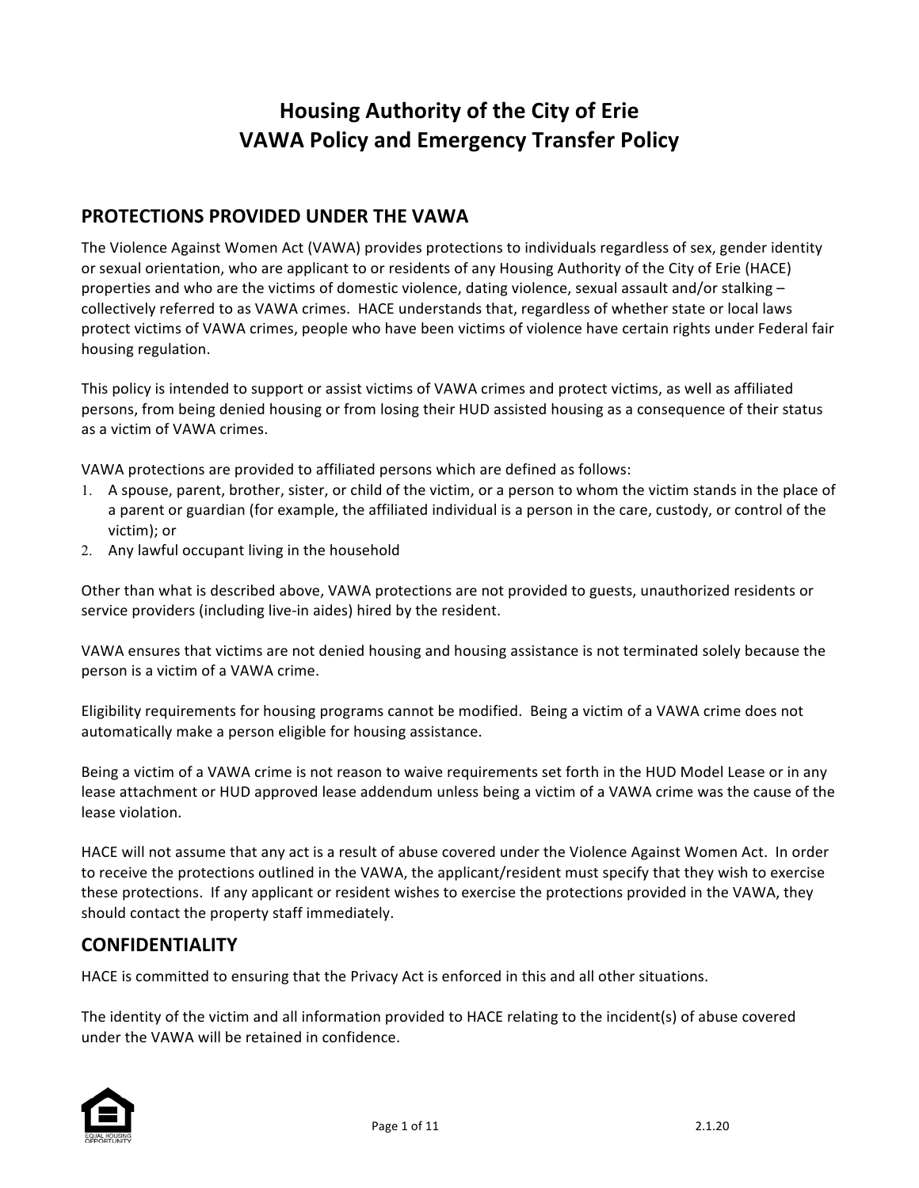# Housing Authority of the City of Erie
# VAWA Policy and Emergency Transfer Policy

## PROTECTIONS PROVIDED UNDER THE VAWA

The Violence Against Women Act (VAWA) provides protections to individuals regardless of sex, gender identity or sexual orientation, who are applicant to or residents of any Housing Authority of the City of Erie (HACE) properties and who are the victims of domestic violence, dating violence, sexual assault and/or stalking – collectively referred to as VAWA crimes. HACE understands that, regardless of whether state or local laws protect victims of VAWA crimes, people who have been victims of violence have certain rights under Federal fair housing regulation.

This policy is intended to support or assist victims of VAWA crimes and protect victims, as well as affiliated persons, from being denied housing or from losing their HUD assisted housing as a consequence of their status as a victim of VAWA crimes.

VAWA protections are provided to affiliated persons which are defined as follows:

1. A spouse, parent, brother, sister, or child of the victim, or a person to whom the victim stands in the place of a parent or guardian (for example, the affiliated individual is a person in the care, custody, or control of the victim); or
2. Any lawful occupant living in the household

Other than what is described above, VAWA protections are not provided to guests, unauthorized residents or service providers (including live-in aides) hired by the resident.

VAWA ensures that victims are not denied housing and housing assistance is not terminated solely because the person is a victim of a VAWA crime.

Eligibility requirements for housing programs cannot be modified. Being a victim of a VAWA crime does not automatically make a person eligible for housing assistance.

Being a victim of a VAWA crime is not reason to waive requirements set forth in the HUD Model Lease or in any lease attachment or HUD approved lease addendum unless being a victim of a VAWA crime was the cause of the lease violation.

HACE will not assume that any act is a result of abuse covered under the Violence Against Women Act. In order to receive the protections outlined in the VAWA, the applicant/resident must specify that they wish to exercise these protections. If any applicant or resident wishes to exercise the protections provided in the VAWA, they should contact the property staff immediately.

## CONFIDENTIALITY

HACE is committed to ensuring that the Privacy Act is enforced in this and all other situations.

The identity of the victim and all information provided to HACE relating to the incident(s) of abuse covered under the VAWA will be retained in confidence.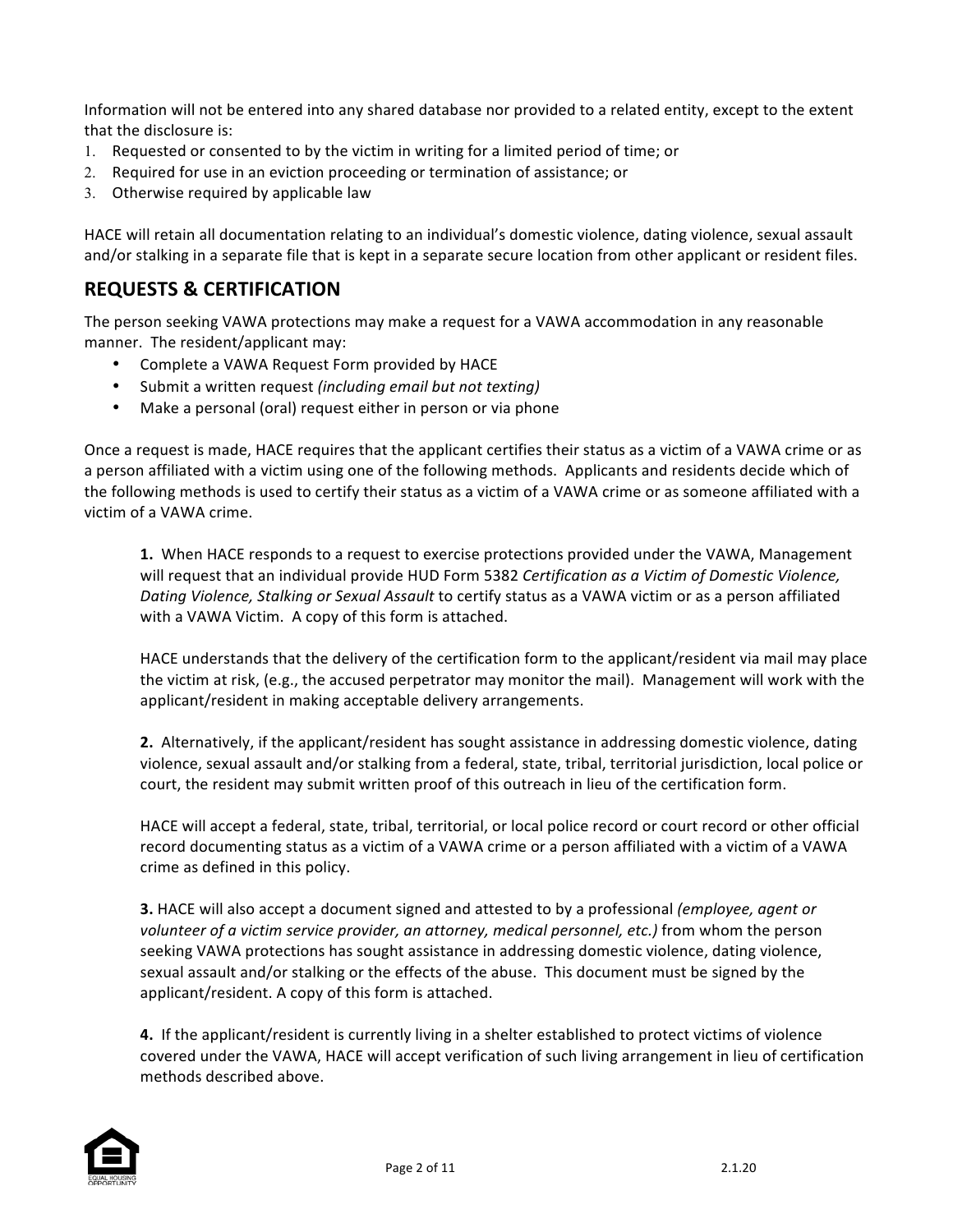Information will not be entered into any shared database nor provided to a related entity, except to the extent that the disclosure is:

1. Requested or consented to by the victim in writing for a limited period of time; or
2. Required for use in an eviction proceeding or termination of assistance; or
3. Otherwise required by applicable law

HACE will retain all documentation relating to an individual's domestic violence, dating violence, sexual assault and/or stalking in a separate file that is kept in a separate secure location from other applicant or resident files.

## REQUESTS & CERTIFICATION

The person seeking VAWA protections may make a request for a VAWA accommodation in any reasonable manner. The resident/applicant may:

- Complete a VAWA Request Form provided by HACE
- Submit a written request *(including email but not texting)*
- Make a personal (oral) request either in person or via phone

Once a request is made, HACE requires that the applicant certifies their status as a victim of a VAWA crime or as a person affiliated with a victim using one of the following methods. Applicants and residents decide which of the following methods is used to certify their status as a victim of a VAWA crime or as someone affiliated with a victim of a VAWA crime.

**1.** When HACE responds to a request to exercise protections provided under the VAWA, Management will request that an individual provide HUD Form 5382 *Certification as a Victim of Domestic Violence, Dating Violence, Stalking or Sexual Assault* to certify status as a VAWA victim or as a person affiliated with a VAWA Victim. A copy of this form is attached.

HACE understands that the delivery of the certification form to the applicant/resident via mail may place the victim at risk, (e.g., the accused perpetrator may monitor the mail). Management will work with the applicant/resident in making acceptable delivery arrangements.

**2.** Alternatively, if the applicant/resident has sought assistance in addressing domestic violence, dating violence, sexual assault and/or stalking from a federal, state, tribal, territorial jurisdiction, local police or court, the resident may submit written proof of this outreach in lieu of the certification form.

HACE will accept a federal, state, tribal, territorial, or local police record or court record or other official record documenting status as a victim of a VAWA crime or a person affiliated with a victim of a VAWA crime as defined in this policy.

**3.** HACE will also accept a document signed and attested to by a professional *(employee, agent or volunteer of a victim service provider, an attorney, medical personnel, etc.)* from whom the person seeking VAWA protections has sought assistance in addressing domestic violence, dating violence, sexual assault and/or stalking or the effects of the abuse. This document must be signed by the applicant/resident. A copy of this form is attached.

**4.** If the applicant/resident is currently living in a shelter established to protect victims of violence covered under the VAWA, HACE will accept verification of such living arrangement in lieu of certification methods described above.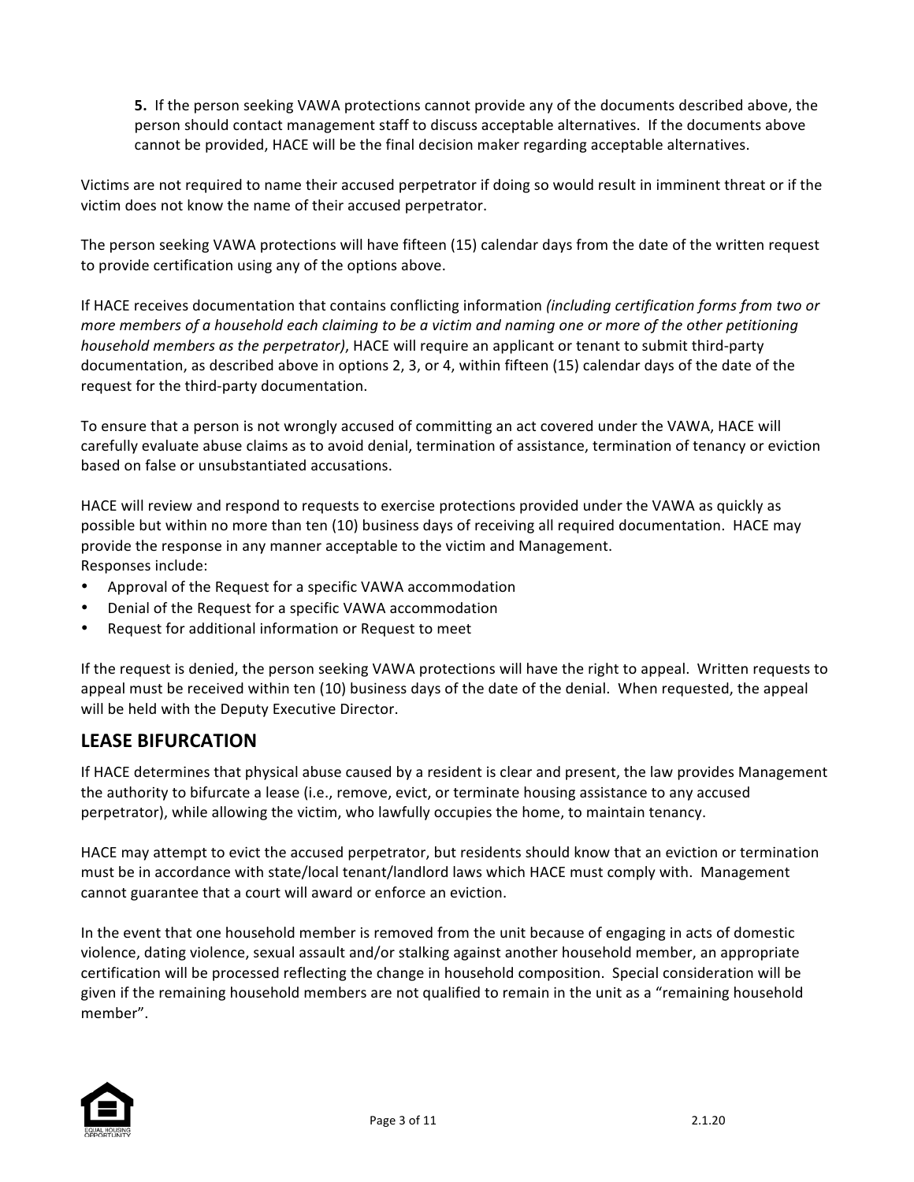**5.** If the person seeking VAWA protections cannot provide any of the documents described above, the person should contact management staff to discuss acceptable alternatives. If the documents above cannot be provided, HACE will be the final decision maker regarding acceptable alternatives.

Victims are not required to name their accused perpetrator if doing so would result in imminent threat or if the victim does not know the name of their accused perpetrator.

The person seeking VAWA protections will have fifteen (15) calendar days from the date of the written request to provide certification using any of the options above.

If HACE receives documentation that contains conflicting information *(including certification forms from two or more members of a household each claiming to be a victim and naming one or more of the other petitioning household members as the perpetrator)*, HACE will require an applicant or tenant to submit third-party documentation, as described above in options 2, 3, or 4, within fifteen (15) calendar days of the date of the request for the third-party documentation.

To ensure that a person is not wrongly accused of committing an act covered under the VAWA, HACE will carefully evaluate abuse claims as to avoid denial, termination of assistance, termination of tenancy or eviction based on false or unsubstantiated accusations.

HACE will review and respond to requests to exercise protections provided under the VAWA as quickly as possible but within no more than ten (10) business days of receiving all required documentation. HACE may provide the response in any manner acceptable to the victim and Management.
Responses include:

- Approval of the Request for a specific VAWA accommodation
- Denial of the Request for a specific VAWA accommodation
- Request for additional information or Request to meet

If the request is denied, the person seeking VAWA protections will have the right to appeal. Written requests to appeal must be received within ten (10) business days of the date of the denial. When requested, the appeal will be held with the Deputy Executive Director.

## LEASE BIFURCATION

If HACE determines that physical abuse caused by a resident is clear and present, the law provides Management the authority to bifurcate a lease (i.e., remove, evict, or terminate housing assistance to any accused perpetrator), while allowing the victim, who lawfully occupies the home, to maintain tenancy.

HACE may attempt to evict the accused perpetrator, but residents should know that an eviction or termination must be in accordance with state/local tenant/landlord laws which HACE must comply with. Management cannot guarantee that a court will award or enforce an eviction.

In the event that one household member is removed from the unit because of engaging in acts of domestic violence, dating violence, sexual assault and/or stalking against another household member, an appropriate certification will be processed reflecting the change in household composition. Special consideration will be given if the remaining household members are not qualified to remain in the unit as a "remaining household member".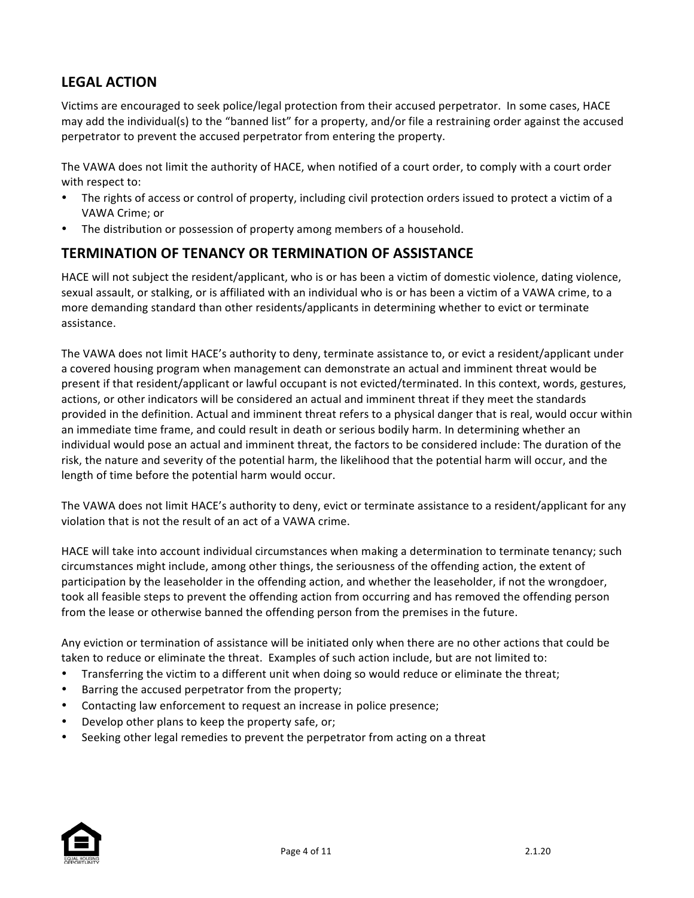## LEGAL ACTION

Victims are encouraged to seek police/legal protection from their accused perpetrator. In some cases, HACE may add the individual(s) to the "banned list" for a property, and/or file a restraining order against the accused perpetrator to prevent the accused perpetrator from entering the property.

The VAWA does not limit the authority of HACE, when notified of a court order, to comply with a court order with respect to:

- The rights of access or control of property, including civil protection orders issued to protect a victim of a VAWA Crime; or
- The distribution or possession of property among members of a household.

## TERMINATION OF TENANCY OR TERMINATION OF ASSISTANCE

HACE will not subject the resident/applicant, who is or has been a victim of domestic violence, dating violence, sexual assault, or stalking, or is affiliated with an individual who is or has been a victim of a VAWA crime, to a more demanding standard than other residents/applicants in determining whether to evict or terminate assistance.

The VAWA does not limit HACE's authority to deny, terminate assistance to, or evict a resident/applicant under a covered housing program when management can demonstrate an actual and imminent threat would be present if that resident/applicant or lawful occupant is not evicted/terminated. In this context, words, gestures, actions, or other indicators will be considered an actual and imminent threat if they meet the standards provided in the definition. Actual and imminent threat refers to a physical danger that is real, would occur within an immediate time frame, and could result in death or serious bodily harm. In determining whether an individual would pose an actual and imminent threat, the factors to be considered include: The duration of the risk, the nature and severity of the potential harm, the likelihood that the potential harm will occur, and the length of time before the potential harm would occur.

The VAWA does not limit HACE's authority to deny, evict or terminate assistance to a resident/applicant for any violation that is not the result of an act of a VAWA crime.

HACE will take into account individual circumstances when making a determination to terminate tenancy; such circumstances might include, among other things, the seriousness of the offending action, the extent of participation by the leaseholder in the offending action, and whether the leaseholder, if not the wrongdoer, took all feasible steps to prevent the offending action from occurring and has removed the offending person from the lease or otherwise banned the offending person from the premises in the future.

Any eviction or termination of assistance will be initiated only when there are no other actions that could be taken to reduce or eliminate the threat. Examples of such action include, but are not limited to:

- Transferring the victim to a different unit when doing so would reduce or eliminate the threat;
- Barring the accused perpetrator from the property;
- Contacting law enforcement to request an increase in police presence;
- Develop other plans to keep the property safe, or;
- Seeking other legal remedies to prevent the perpetrator from acting on a threat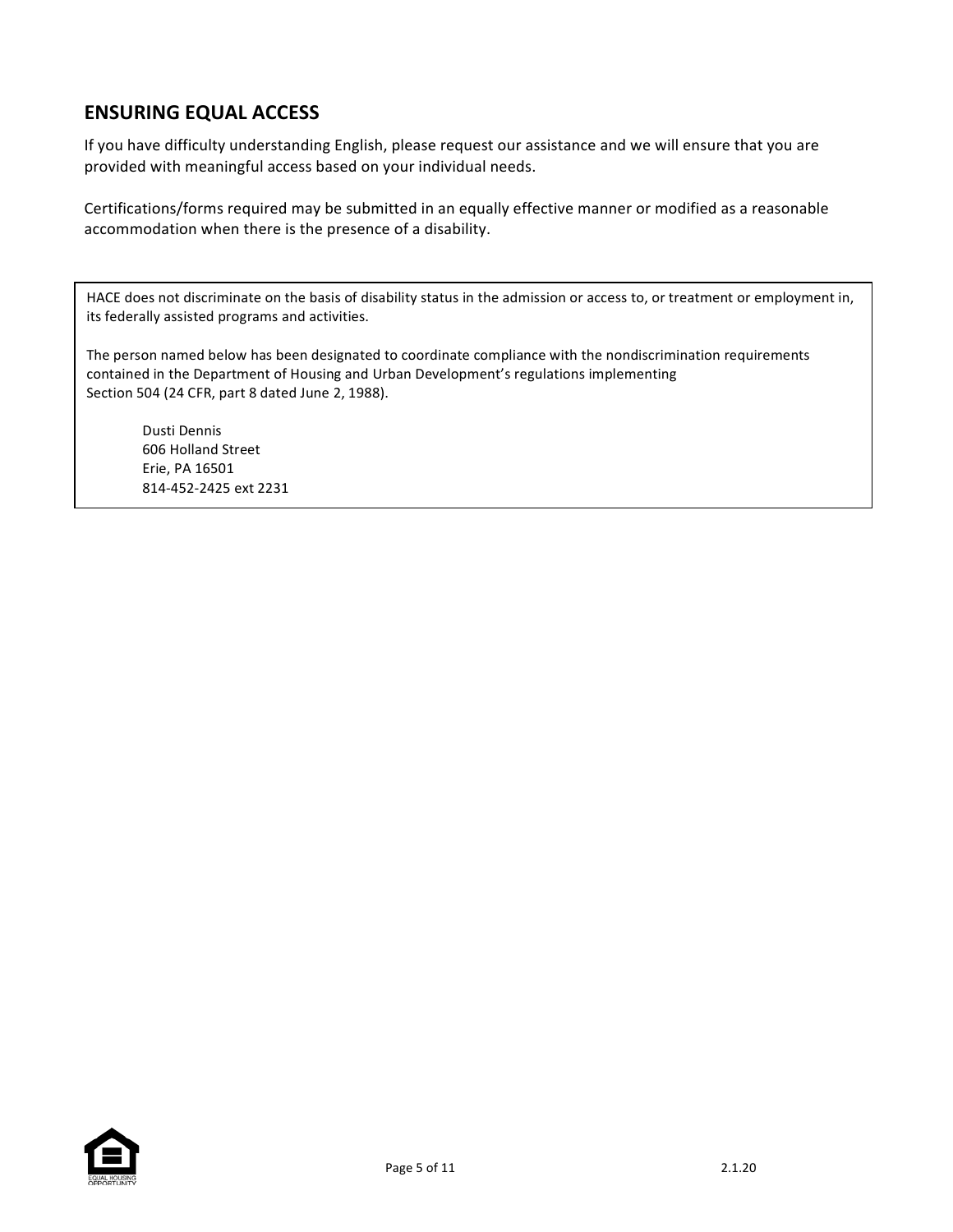## ENSURING EQUAL ACCESS

If you have difficulty understanding English, please request our assistance and we will ensure that you are provided with meaningful access based on your individual needs.

Certifications/forms required may be submitted in an equally effective manner or modified as a reasonable accommodation when there is the presence of a disability.

HACE does not discriminate on the basis of disability status in the admission or access to, or treatment or employment in, its federally assisted programs and activities.

The person named below has been designated to coordinate compliance with the nondiscrimination requirements contained in the Department of Housing and Urban Development's regulations implementing Section 504 (24 CFR, part 8 dated June 2, 1988).

Dusti Dennis
606 Holland Street
Erie, PA 16501
814-452-2425 ext 2231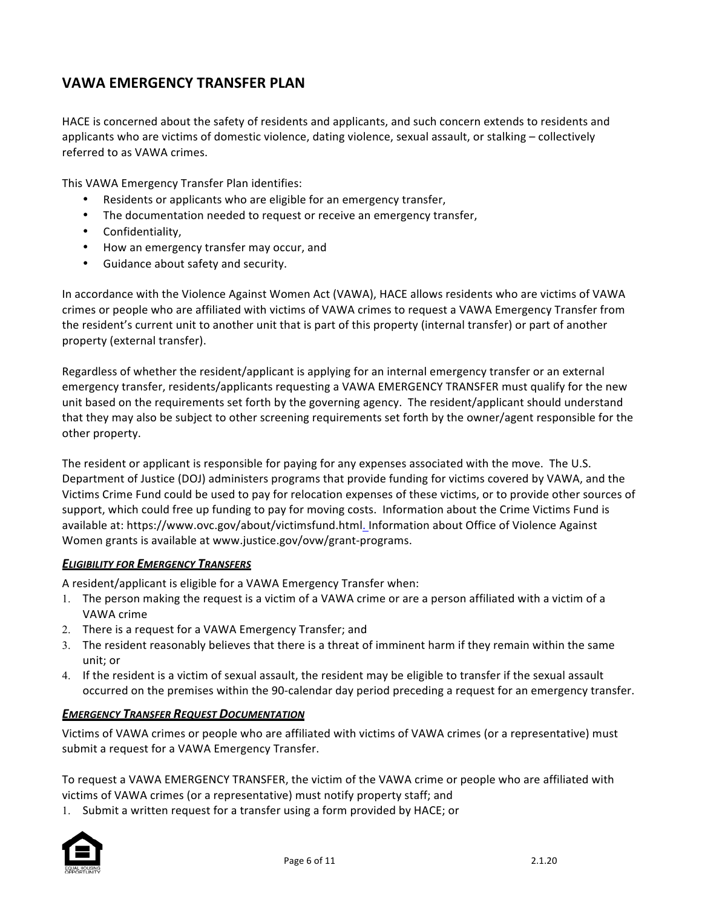## VAWA EMERGENCY TRANSFER PLAN

HACE is concerned about the safety of residents and applicants, and such concern extends to residents and applicants who are victims of domestic violence, dating violence, sexual assault, or stalking – collectively referred to as VAWA crimes.

This VAWA Emergency Transfer Plan identifies:

- Residents or applicants who are eligible for an emergency transfer,
- The documentation needed to request or receive an emergency transfer,
- Confidentiality,
- How an emergency transfer may occur, and
- Guidance about safety and security.

In accordance with the Violence Against Women Act (VAWA), HACE allows residents who are victims of VAWA crimes or people who are affiliated with victims of VAWA crimes to request a VAWA Emergency Transfer from the resident's current unit to another unit that is part of this property (internal transfer) or part of another property (external transfer).

Regardless of whether the resident/applicant is applying for an internal emergency transfer or an external emergency transfer, residents/applicants requesting a VAWA EMERGENCY TRANSFER must qualify for the new unit based on the requirements set forth by the governing agency. The resident/applicant should understand that they may also be subject to other screening requirements set forth by the owner/agent responsible for the other property.

The resident or applicant is responsible for paying for any expenses associated with the move. The U.S. Department of Justice (DOJ) administers programs that provide funding for victims covered by VAWA, and the Victims Crime Fund could be used to pay for relocation expenses of these victims, or to provide other sources of support, which could free up funding to pay for moving costs. Information about the Crime Victims Fund is available at: https://www.ovc.gov/about/victimsfund.html. Information about Office of Violence Against Women grants is available at www.justice.gov/ovw/grant-programs.

***ELIGIBILITY FOR EMERGENCY TRANSFERS***

A resident/applicant is eligible for a VAWA Emergency Transfer when:

1. The person making the request is a victim of a VAWA crime or are a person affiliated with a victim of a VAWA crime
2. There is a request for a VAWA Emergency Transfer; and
3. The resident reasonably believes that there is a threat of imminent harm if they remain within the same unit; or
4. If the resident is a victim of sexual assault, the resident may be eligible to transfer if the sexual assault occurred on the premises within the 90-calendar day period preceding a request for an emergency transfer.

***EMERGENCY TRANSFER REQUEST DOCUMENTATION***

Victims of VAWA crimes or people who are affiliated with victims of VAWA crimes (or a representative) must submit a request for a VAWA Emergency Transfer.

To request a VAWA EMERGENCY TRANSFER, the victim of the VAWA crime or people who are affiliated with victims of VAWA crimes (or a representative) must notify property staff; and

1. Submit a written request for a transfer using a form provided by HACE; or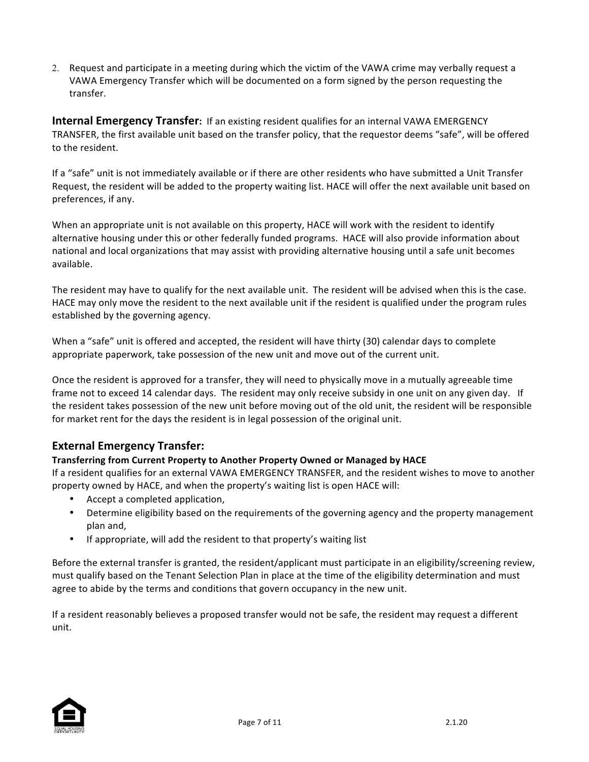2. Request and participate in a meeting during which the victim of the VAWA crime may verbally request a VAWA Emergency Transfer which will be documented on a form signed by the person requesting the transfer.

**Internal Emergency Transfer:** If an existing resident qualifies for an internal VAWA EMERGENCY TRANSFER, the first available unit based on the transfer policy, that the requestor deems "safe", will be offered to the resident.

If a "safe" unit is not immediately available or if there are other residents who have submitted a Unit Transfer Request, the resident will be added to the property waiting list. HACE will offer the next available unit based on preferences, if any.

When an appropriate unit is not available on this property, HACE will work with the resident to identify alternative housing under this or other federally funded programs. HACE will also provide information about national and local organizations that may assist with providing alternative housing until a safe unit becomes available.

The resident may have to qualify for the next available unit. The resident will be advised when this is the case. HACE may only move the resident to the next available unit if the resident is qualified under the program rules established by the governing agency.

When a "safe" unit is offered and accepted, the resident will have thirty (30) calendar days to complete appropriate paperwork, take possession of the new unit and move out of the current unit.

Once the resident is approved for a transfer, they will need to physically move in a mutually agreeable time frame not to exceed 14 calendar days. The resident may only receive subsidy in one unit on any given day. If the resident takes possession of the new unit before moving out of the old unit, the resident will be responsible for market rent for the days the resident is in legal possession of the original unit.

## External Emergency Transfer:

**Transferring from Current Property to Another Property Owned or Managed by HACE**

If a resident qualifies for an external VAWA EMERGENCY TRANSFER, and the resident wishes to move to another property owned by HACE, and when the property's waiting list is open HACE will:

- Accept a completed application,
- Determine eligibility based on the requirements of the governing agency and the property management plan and,
- If appropriate, will add the resident to that property's waiting list

Before the external transfer is granted, the resident/applicant must participate in an eligibility/screening review, must qualify based on the Tenant Selection Plan in place at the time of the eligibility determination and must agree to abide by the terms and conditions that govern occupancy in the new unit.

If a resident reasonably believes a proposed transfer would not be safe, the resident may request a different unit.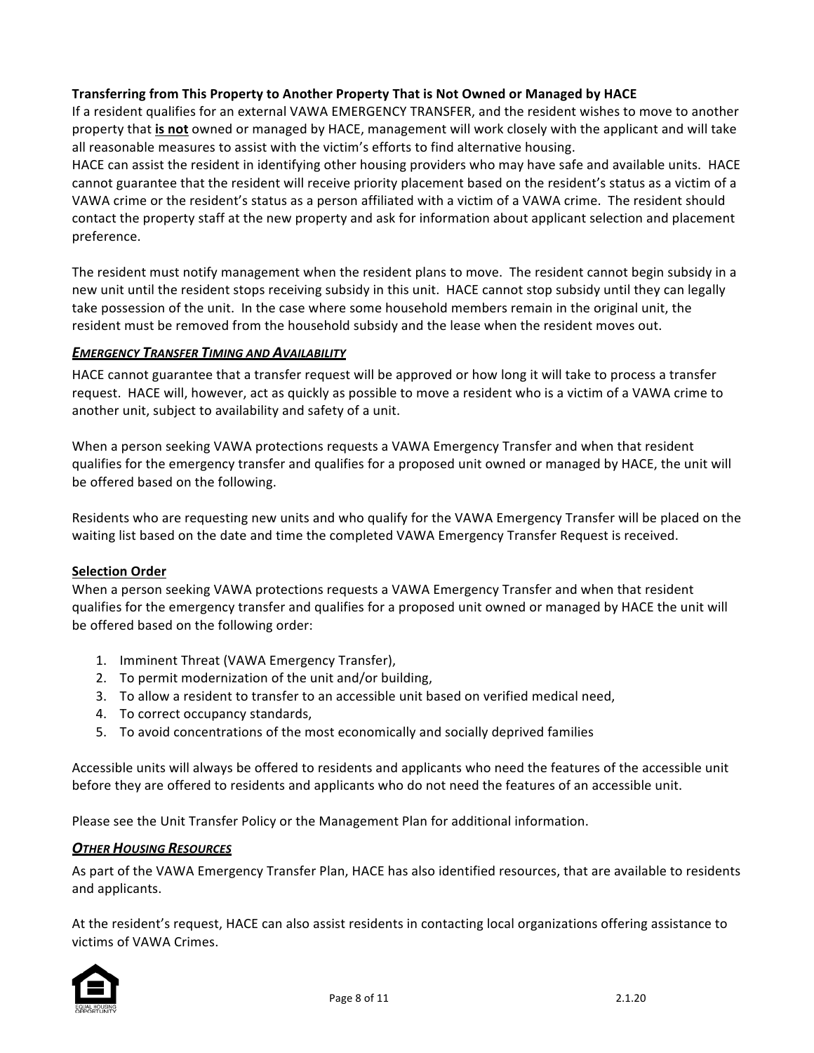**Transferring from This Property to Another Property That is Not Owned or Managed by HACE**

If a resident qualifies for an external VAWA EMERGENCY TRANSFER, and the resident wishes to move to another property that **is not** owned or managed by HACE, management will work closely with the applicant and will take all reasonable measures to assist with the victim's efforts to find alternative housing.

HACE can assist the resident in identifying other housing providers who may have safe and available units. HACE cannot guarantee that the resident will receive priority placement based on the resident's status as a victim of a VAWA crime or the resident's status as a person affiliated with a victim of a VAWA crime. The resident should contact the property staff at the new property and ask for information about applicant selection and placement preference.

The resident must notify management when the resident plans to move. The resident cannot begin subsidy in a new unit until the resident stops receiving subsidy in this unit. HACE cannot stop subsidy until they can legally take possession of the unit. In the case where some household members remain in the original unit, the resident must be removed from the household subsidy and the lease when the resident moves out.

## ***Emergency Transfer Timing and Availability***

HACE cannot guarantee that a transfer request will be approved or how long it will take to process a transfer request. HACE will, however, act as quickly as possible to move a resident who is a victim of a VAWA crime to another unit, subject to availability and safety of a unit.

When a person seeking VAWA protections requests a VAWA Emergency Transfer and when that resident qualifies for the emergency transfer and qualifies for a proposed unit owned or managed by HACE, the unit will be offered based on the following.

Residents who are requesting new units and who qualify for the VAWA Emergency Transfer will be placed on the waiting list based on the date and time the completed VAWA Emergency Transfer Request is received.

### Selection Order

When a person seeking VAWA protections requests a VAWA Emergency Transfer and when that resident qualifies for the emergency transfer and qualifies for a proposed unit owned or managed by HACE the unit will be offered based on the following order:

1. Imminent Threat (VAWA Emergency Transfer),
2. To permit modernization of the unit and/or building,
3. To allow a resident to transfer to an accessible unit based on verified medical need,
4. To correct occupancy standards,
5. To avoid concentrations of the most economically and socially deprived families

Accessible units will always be offered to residents and applicants who need the features of the accessible unit before they are offered to residents and applicants who do not need the features of an accessible unit.

Please see the Unit Transfer Policy or the Management Plan for additional information.

## ***Other Housing Resources***

As part of the VAWA Emergency Transfer Plan, HACE has also identified resources, that are available to residents and applicants.

At the resident's request, HACE can also assist residents in contacting local organizations offering assistance to victims of VAWA Crimes.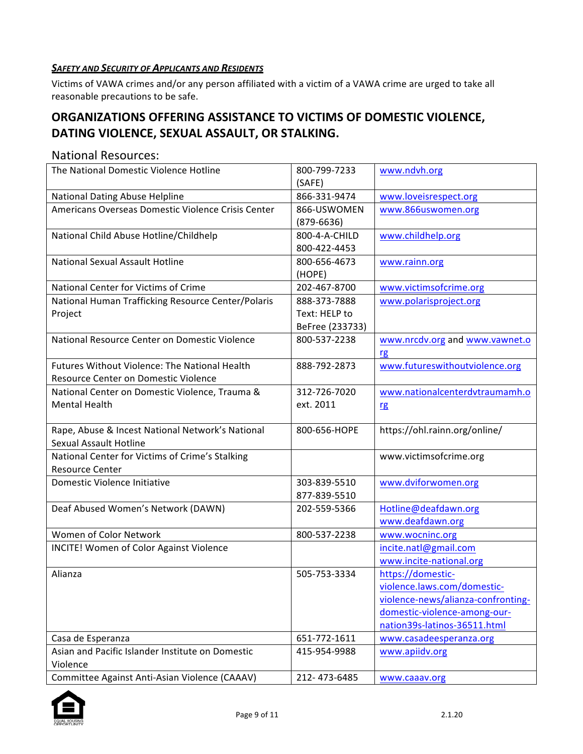***Safety and Security of Applicants and Residents***

Victims of VAWA crimes and/or any person affiliated with a victim of a VAWA crime are urged to take all reasonable precautions to be safe.

## ORGANIZATIONS OFFERING ASSISTANCE TO VICTIMS OF DOMESTIC VIOLENCE, DATING VIOLENCE, SEXUAL ASSAULT, OR STALKING.

### National Resources:

| | | |
|---|---|---|
| The National Domestic Violence Hotline | 800-799-7233 (SAFE) | www.ndvh.org |
| National Dating Abuse Helpline | 866-331-9474 | www.loveisrespect.org |
| Americans Overseas Domestic Violence Crisis Center | 866-USWOMEN (879-6636) | www.866uswomen.org |
| National Child Abuse Hotline/Childhelp | 800-4-A-CHILD 800-422-4453 | www.childhelp.org |
| National Sexual Assault Hotline | 800-656-4673 (HOPE) | www.rainn.org |
| National Center for Victims of Crime | 202-467-8700 | www.victimsofcrime.org |
| National Human Trafficking Resource Center/Polaris Project | 888-373-7888 Text: HELP to BeFree (233733) | www.polarisproject.org |
| National Resource Center on Domestic Violence | 800-537-2238 | www.nrcdv.org and www.vawnet.org |
| Futures Without Violence: The National Health Resource Center on Domestic Violence | 888-792-2873 | www.futureswithoutviolence.org |
| National Center on Domestic Violence, Trauma & Mental Health | 312-726-7020 ext. 2011 | www.nationalcenterdvtraumamh.org |
| Rape, Abuse & Incest National Network's National Sexual Assault Hotline | 800-656-HOPE | https://ohl.rainn.org/online/ |
| National Center for Victims of Crime's Stalking Resource Center | | www.victimsofcrime.org |
| Domestic Violence Initiative | 303-839-5510 877-839-5510 | www.dviforwomen.org |
| Deaf Abused Women's Network (DAWN) | 202-559-5366 | Hotline@deafdawn.org www.deafdawn.org |
| Women of Color Network | 800-537-2238 | www.wocninc.org |
| INCITE! Women of Color Against Violence | | incite.natl@gmail.com www.incite-national.org |
| Alianza | 505-753-3334 | https://domestic-violence.laws.com/domestic-violence-news/alianza-confronting-domestic-violence-among-our-nation39s-latinos-36511.html |
| Casa de Esperanza | 651-772-1611 | www.casadeesperanza.org |
| Asian and Pacific Islander Institute on Domestic Violence | 415-954-9988 | www.apiidv.org |
| Committee Against Anti-Asian Violence (CAAAV) | 212- 473-6485 | www.caaav.org |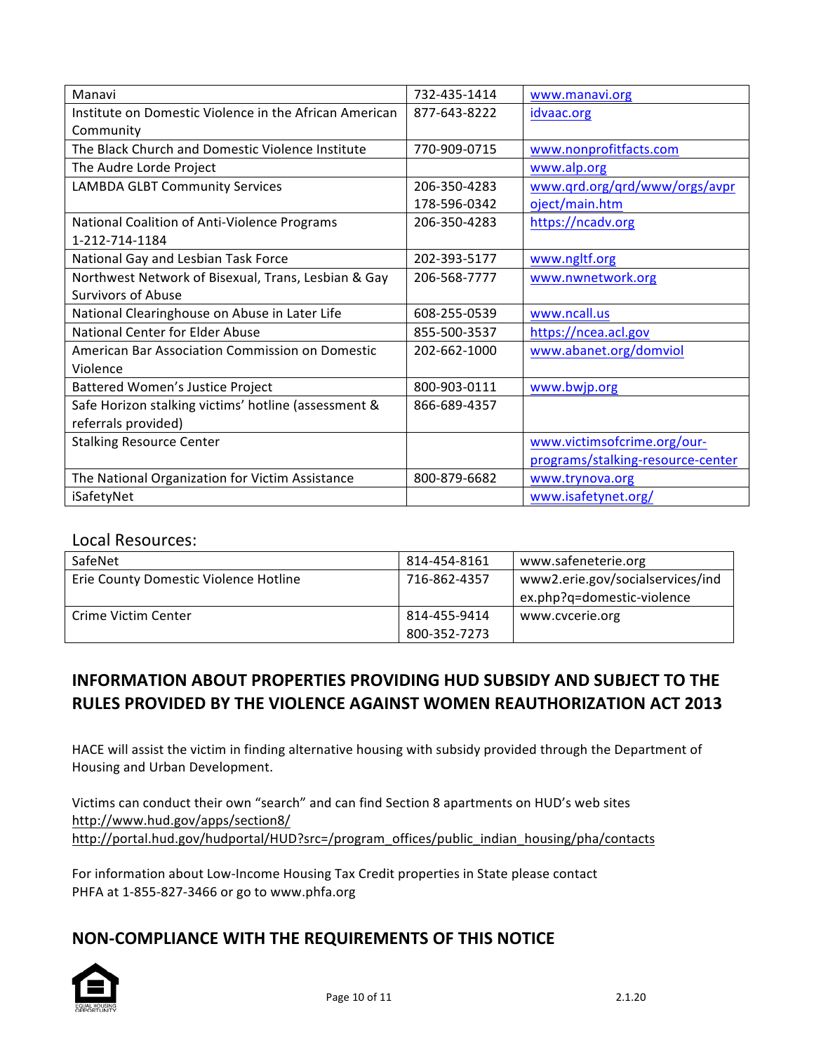| | | |
|---|---|---|
| Manavi | 732-435-1414 | www.manavi.org |
| Institute on Domestic Violence in the African American Community | 877-643-8222 | idvaac.org |
| The Black Church and Domestic Violence Institute | 770-909-0715 | www.nonprofitfacts.com |
| The Audre Lorde Project | | www.alp.org |
| LAMBDA GLBT Community Services | 206-350-4283 178-596-0342 | www.qrd.org/qrd/www/orgs/avproject/main.htm |
| National Coalition of Anti-Violence Programs 1-212-714-1184 | 206-350-4283 | https://ncadv.org |
| National Gay and Lesbian Task Force | 202-393-5177 | www.ngltf.org |
| Northwest Network of Bisexual, Trans, Lesbian & Gay Survivors of Abuse | 206-568-7777 | www.nwnetwork.org |
| National Clearinghouse on Abuse in Later Life | 608-255-0539 | www.ncall.us |
| National Center for Elder Abuse | 855-500-3537 | https://ncea.acl.gov |
| American Bar Association Commission on Domestic Violence | 202-662-1000 | www.abanet.org/domviol |
| Battered Women's Justice Project | 800-903-0111 | www.bwjp.org |
| Safe Horizon stalking victims' hotline (assessment & referrals provided) | 866-689-4357 | |
| Stalking Resource Center | | www.victimsofcrime.org/our-programs/stalking-resource-center |
| The National Organization for Victim Assistance | 800-879-6682 | www.trynova.org |
| iSafetyNet | | www.isafetynet.org/ |

Local Resources:

| | | |
|---|---|---|
| SafeNet | 814-454-8161 | www.safeneterie.org |
| Erie County Domestic Violence Hotline | 716-862-4357 | www2.erie.gov/socialservices/index.php?q=domestic-violence |
| Crime Victim Center | 814-455-9414 800-352-7273 | www.cvcerie.org |

## INFORMATION ABOUT PROPERTIES PROVIDING HUD SUBSIDY AND SUBJECT TO THE RULES PROVIDED BY THE VIOLENCE AGAINST WOMEN REAUTHORIZATION ACT 2013

HACE will assist the victim in finding alternative housing with subsidy provided through the Department of Housing and Urban Development.

Victims can conduct their own "search" and can find Section 8 apartments on HUD's web sites
http://www.hud.gov/apps/section8/
http://portal.hud.gov/hudportal/HUD?src=/program_offices/public_indian_housing/pha/contacts

For information about Low-Income Housing Tax Credit properties in State please contact
PHFA at 1-855-827-3466 or go to www.phfa.org

## NON-COMPLIANCE WITH THE REQUIREMENTS OF THIS NOTICE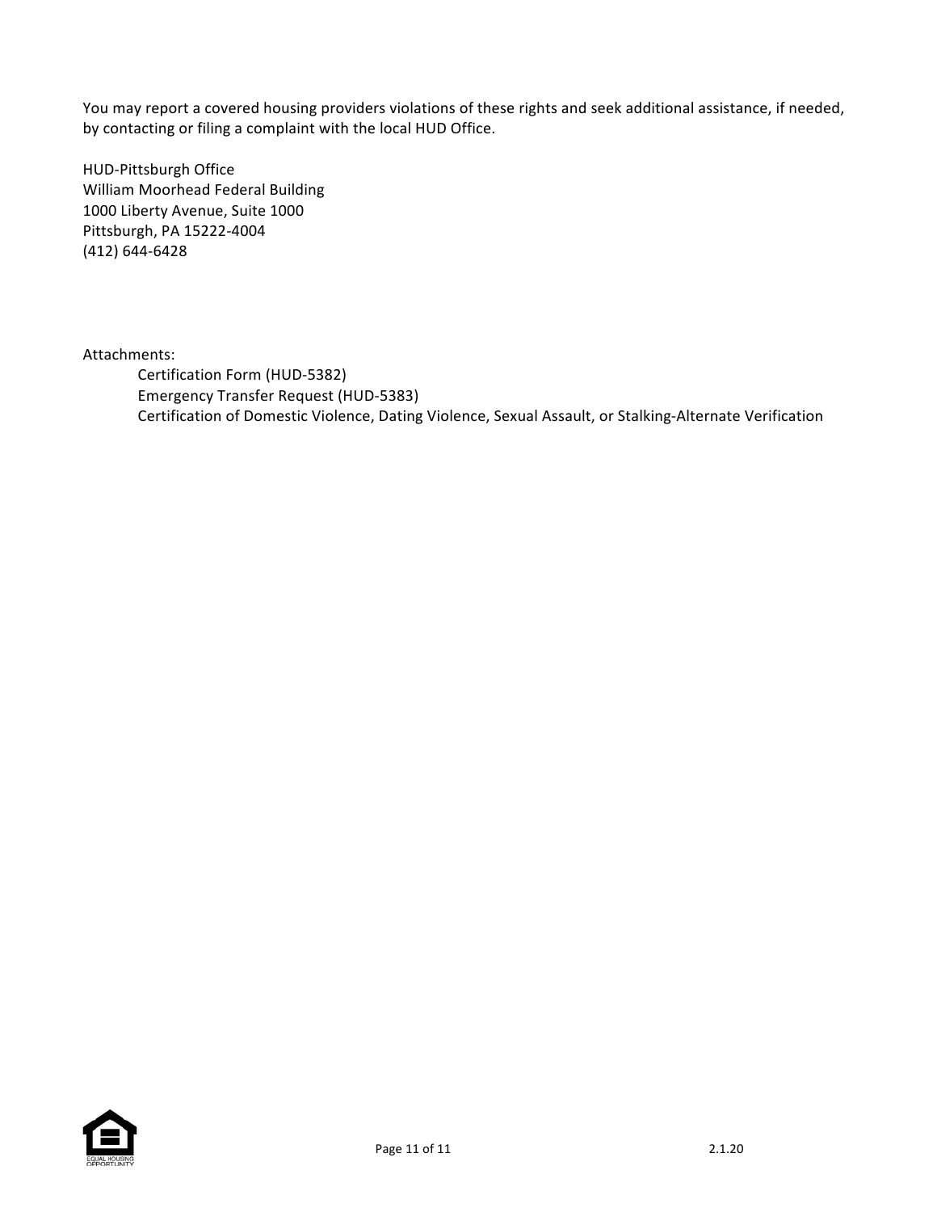You may report a covered housing providers violations of these rights and seek additional assistance, if needed, by contacting or filing a complaint with the local HUD Office.

HUD-Pittsburgh Office  
William Moorhead Federal Building  
1000 Liberty Avenue, Suite 1000  
Pittsburgh, PA 15222-4004  
(412) 644-6428

Attachments:

- Certification Form (HUD-5382)
- Emergency Transfer Request (HUD-5383)
- Certification of Domestic Violence, Dating Violence, Sexual Assault, or Stalking-Alternate Verification